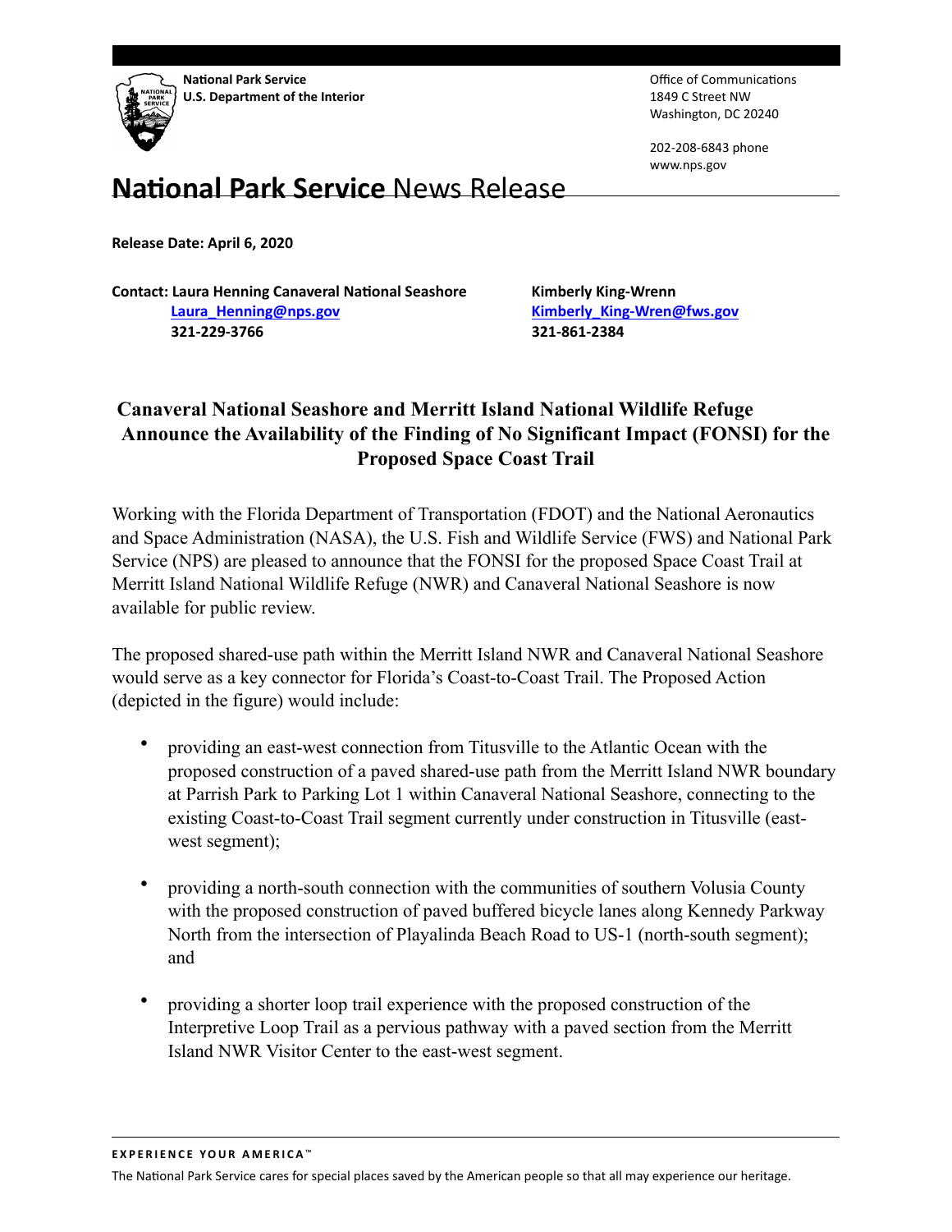**National Park Service**
**U.S. Department of the Interior**

Office of Communications
1849 C Street NW
Washington, DC 20240

202-208-6843 phone
www.nps.gov

# **National Park Service** News Release

**Release Date: April 6, 2020**

**Contact: Laura Henning Canaveral National Seashore**
**Laura_Henning@nps.gov**
**321-229-3766**

**Kimberly King-Wrenn**
**Kimberly_King-Wren@fws.gov**
**321-861-2384**

## Canaveral National Seashore and Merritt Island National Wildlife Refuge Announce the Availability of the Finding of No Significant Impact (FONSI) for the Proposed Space Coast Trail

Working with the Florida Department of Transportation (FDOT) and the National Aeronautics and Space Administration (NASA), the U.S. Fish and Wildlife Service (FWS) and National Park Service (NPS) are pleased to announce that the FONSI for the proposed Space Coast Trail at Merritt Island National Wildlife Refuge (NWR) and Canaveral National Seashore is now available for public review.

The proposed shared-use path within the Merritt Island NWR and Canaveral National Seashore would serve as a key connector for Florida's Coast-to-Coast Trail. The Proposed Action (depicted in the figure) would include:

- providing an east-west connection from Titusville to the Atlantic Ocean with the proposed construction of a paved shared-use path from the Merritt Island NWR boundary at Parrish Park to Parking Lot 1 within Canaveral National Seashore, connecting to the existing Coast-to-Coast Trail segment currently under construction in Titusville (east-west segment);

- providing a north-south connection with the communities of southern Volusia County with the proposed construction of paved buffered bicycle lanes along Kennedy Parkway North from the intersection of Playalinda Beach Road to US-1 (north-south segment); and

- providing a shorter loop trail experience with the proposed construction of the Interpretive Loop Trail as a pervious pathway with a paved section from the Merritt Island NWR Visitor Center to the east-west segment.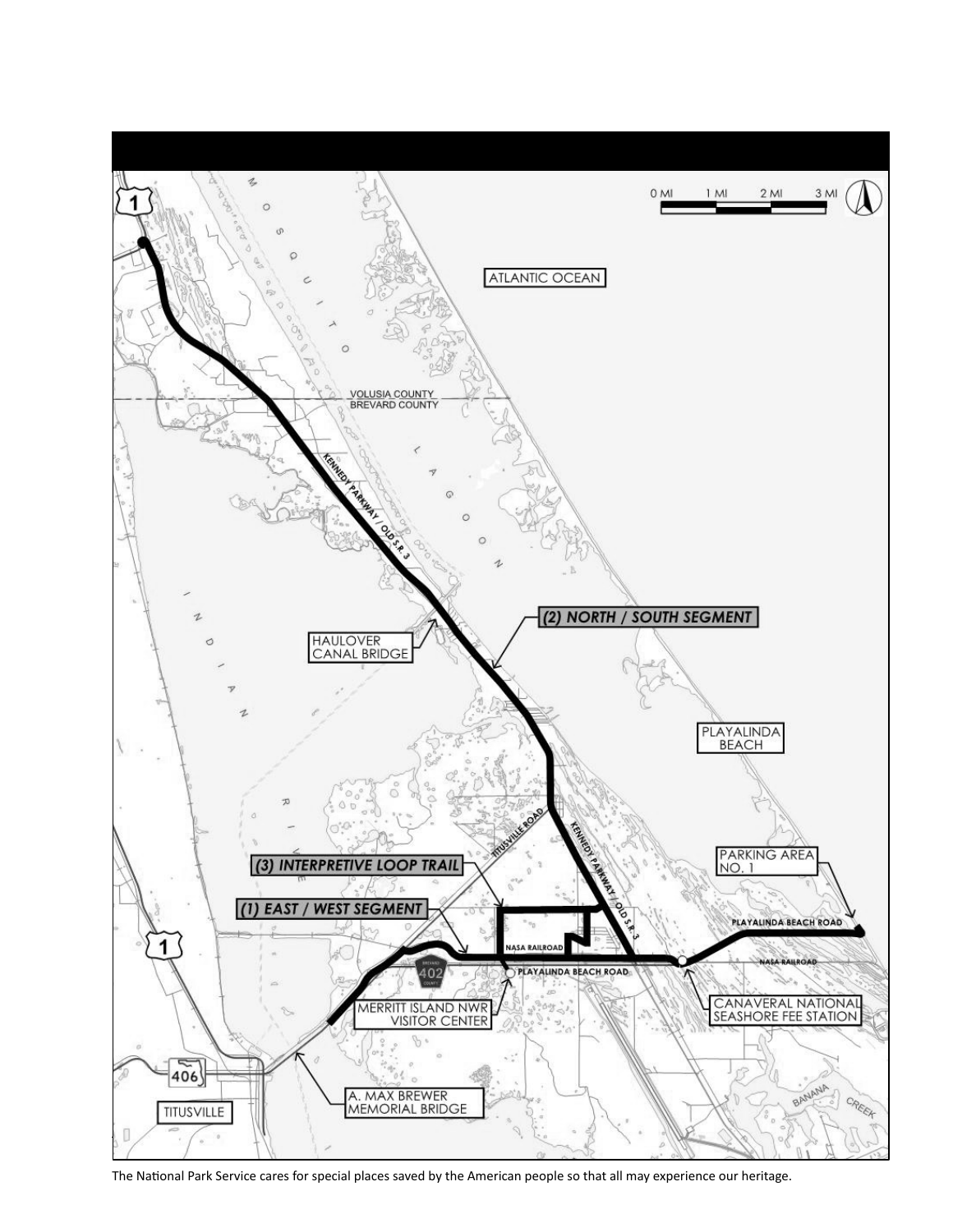0 MI 1 MI 2 MI 3 MI

ATLANTIC OCEAN

MOSQUITO LAGOON

VOLUSIA COUNTY
BREVARD COUNTY

KENNEDY PARKWAY / OLD S.R. 3

(2) NORTH / SOUTH SEGMENT

HAULOVER CANAL BRIDGE

INDIAN RIVER

PLAYALINDA BEACH

TITUSVILLE ROAD

(3) INTERPRETIVE LOOP TRAIL

(1) EAST / WEST SEGMENT

PARKING AREA NO. 1

PLAYALINDA BEACH ROAD

NASA RAILROAD

402

MERRITT ISLAND NWR VISITOR CENTER

CANAVERAL NATIONAL SEASHORE FEE STATION

1

406

A. MAX BREWER MEMORIAL BRIDGE

TITUSVILLE

BANANA CREEK

The National Park Service cares for special places saved by the American people so that all may experience our heritage.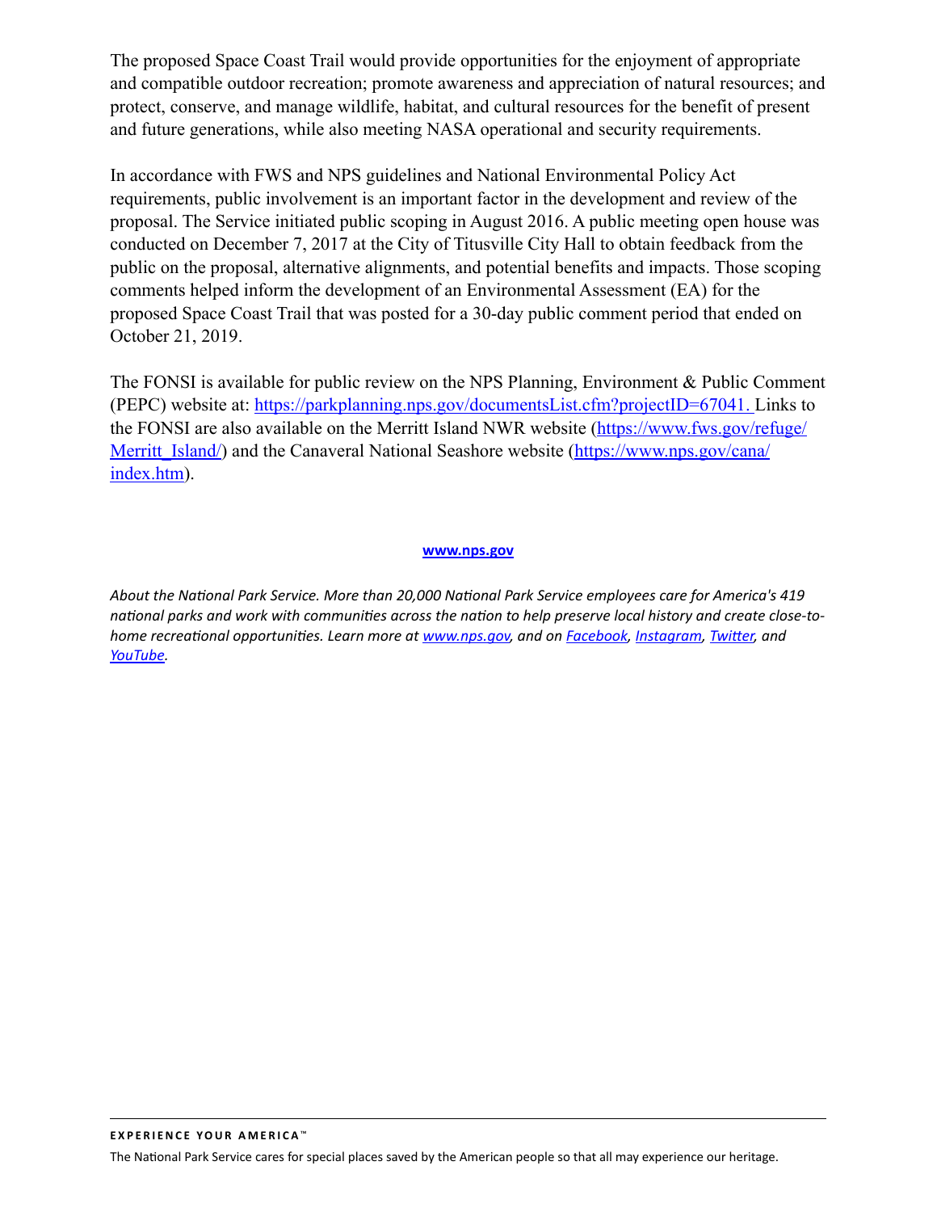The proposed Space Coast Trail would provide opportunities for the enjoyment of appropriate and compatible outdoor recreation; promote awareness and appreciation of natural resources; and protect, conserve, and manage wildlife, habitat, and cultural resources for the benefit of present and future generations, while also meeting NASA operational and security requirements.

In accordance with FWS and NPS guidelines and National Environmental Policy Act requirements, public involvement is an important factor in the development and review of the proposal. The Service initiated public scoping in August 2016. A public meeting open house was conducted on December 7, 2017 at the City of Titusville City Hall to obtain feedback from the public on the proposal, alternative alignments, and potential benefits and impacts. Those scoping comments helped inform the development of an Environmental Assessment (EA) for the proposed Space Coast Trail that was posted for a 30-day public comment period that ended on October 21, 2019.

The FONSI is available for public review on the NPS Planning, Environment & Public Comment (PEPC) website at: https://parkplanning.nps.gov/documentsList.cfm?projectID=67041. Links to the FONSI are also available on the Merritt Island NWR website (https://www.fws.gov/refuge/Merritt_Island/) and the Canaveral National Seashore website (https://www.nps.gov/cana/index.htm).

**www.nps.gov**

*About the National Park Service. More than 20,000 National Park Service employees care for America's 419 national parks and work with communities across the nation to help preserve local history and create close-to-home recreational opportunities. Learn more at www.nps.gov, and on Facebook, Instagram, Twitter, and YouTube.*

**EXPERIENCE YOUR AMERICA™**

The National Park Service cares for special places saved by the American people so that all may experience our heritage.